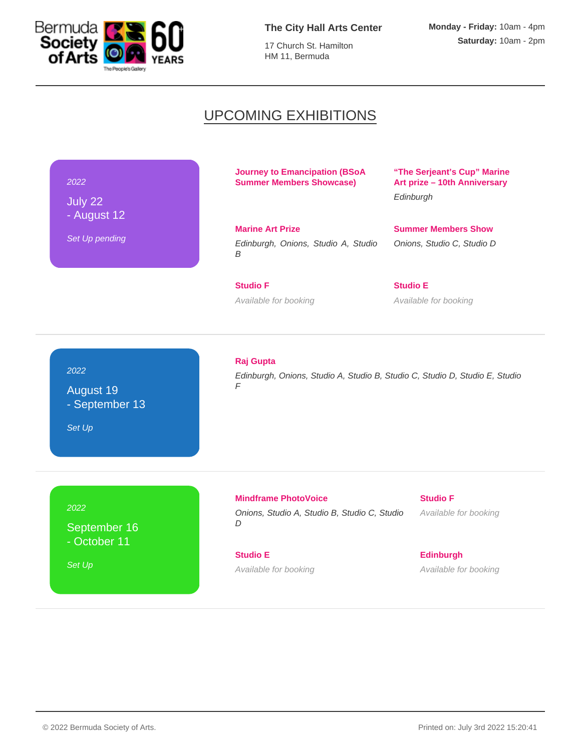Bermuda Society of Arts 60 YEARS — The People's Gallery

**The City Hall Arts Center**

17 Church St. Hamilton
HM 11, Bermuda

**Monday - Friday:** 10am - 4pm
**Saturday:** 10am - 2pm

# UPCOMING EXHIBITIONS

*2022*

July 22
- August 12

*Set Up pending*

**Journey to Emancipation (BSoA Summer Members Showcase)**

**"The Serjeant's Cup" Marine Art prize – 10th Anniversary**

*Edinburgh*

**Marine Art Prize**

*Edinburgh, Onions, Studio A, Studio B*

**Summer Members Show**

*Onions, Studio C, Studio D*

**Studio F**

*Available for booking*

**Studio E**

*Available for booking*

---

*2022*

August 19
- September 13

*Set Up*

**Raj Gupta**

*Edinburgh, Onions, Studio A, Studio B, Studio C, Studio D, Studio E, Studio F*

---

*2022*

September 16
- October 11

*Set Up*

**Mindframe PhotoVoice**

*Onions, Studio A, Studio B, Studio C, Studio D*

**Studio F**

*Available for booking*

**Studio E**

*Available for booking*

**Edinburgh**

*Available for booking*

---

© 2022 Bermuda Society of Arts.

Printed on: July 3rd 2022 15:20:41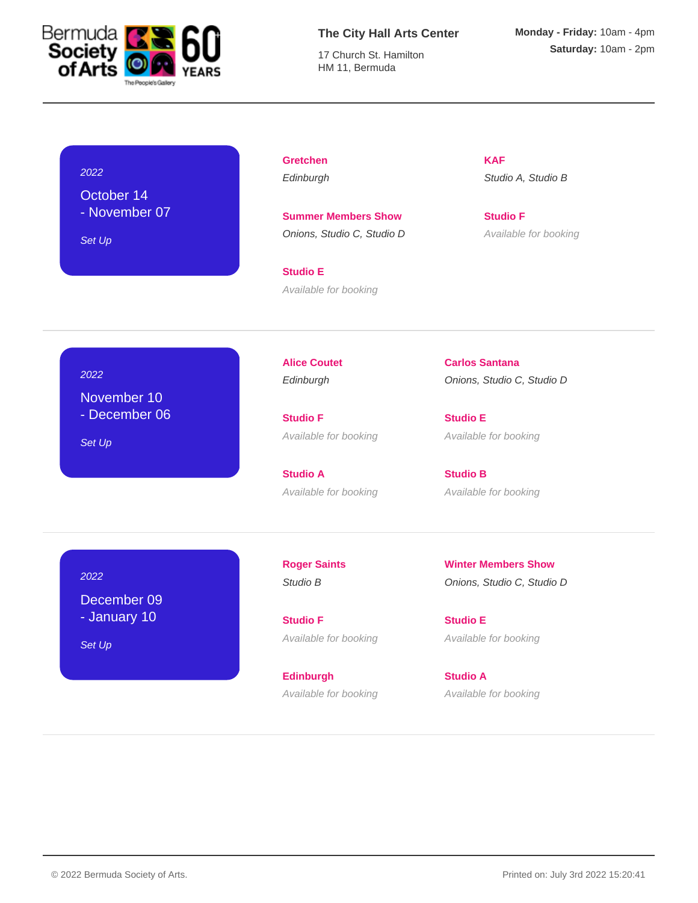Bermuda Society of Arts 60 YEARS
The People's Gallery

**The City Hall Arts Center**

17 Church St. Hamilton
HM 11, Bermuda

**Monday - Friday:** 10am - 4pm
**Saturday:** 10am - 2pm

---

*2022*

October 14
- November 07

*Set Up*

**Gretchen**
*Edinburgh*

**KAF**
*Studio A, Studio B*

**Summer Members Show**
*Onions, Studio C, Studio D*

**Studio F**
*Available for booking*

**Studio E**
*Available for booking*

---

*2022*

November 10
- December 06

*Set Up*

**Alice Coutet**
*Edinburgh*

**Carlos Santana**
*Onions, Studio C, Studio D*

**Studio F**
*Available for booking*

**Studio E**
*Available for booking*

**Studio A**
*Available for booking*

**Studio B**
*Available for booking*

---

*2022*

December 09
- January 10

*Set Up*

**Roger Saints**
*Studio B*

**Winter Members Show**
*Onions, Studio C, Studio D*

**Studio F**
*Available for booking*

**Studio E**
*Available for booking*

**Edinburgh**
*Available for booking*

**Studio A**
*Available for booking*

---

© 2022 Bermuda Society of Arts.

Printed on: July 3rd 2022 15:20:41